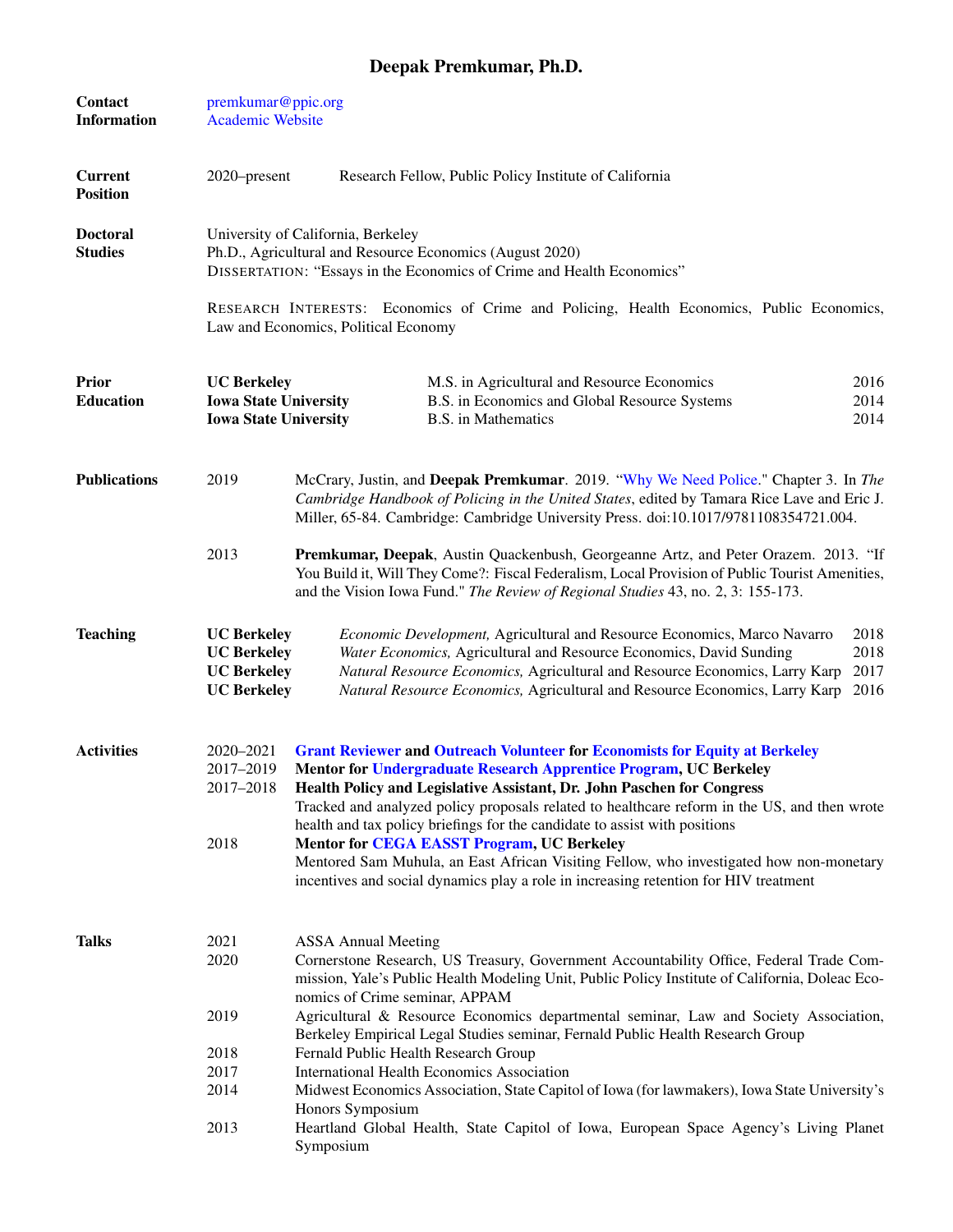# Deepak Premkumar, Ph.D.

## Contact Information

premkumar@ppic.org
Academic Website

## Current Position

2020–present — Research Fellow, Public Policy Institute of California

## Doctoral Studies

University of California, Berkeley
Ph.D., Agricultural and Resource Economics (August 2020)
DISSERTATION: "Essays in the Economics of Crime and Health Economics"

RESEARCH INTERESTS: Economics of Crime and Policing, Health Economics, Public Economics, Law and Economics, Political Economy

## Prior Education

| Institution | Degree | Year |
|---|---|---|
| **UC Berkeley** | M.S. in Agricultural and Resource Economics | 2016 |
| **Iowa State University** | B.S. in Economics and Global Resource Systems | 2014 |
| **Iowa State University** | B.S. in Mathematics | 2014 |

## Publications

2019 — McCrary, Justin, and **Deepak Premkumar**. 2019. "Why We Need Police." Chapter 3. In *The Cambridge Handbook of Policing in the United States*, edited by Tamara Rice Lave and Eric J. Miller, 65-84. Cambridge: Cambridge University Press. doi:10.1017/9781108354721.004.

2013 — **Premkumar, Deepak**, Austin Quackenbush, Georgeanne Artz, and Peter Orazem. 2013. "If You Build it, Will They Come?: Fiscal Federalism, Local Provision of Public Tourist Amenities, and the Vision Iowa Fund." *The Review of Regional Studies* 43, no. 2, 3: 155-173.

## Teaching

| Institution | Course | Year |
|---|---|---|
| **UC Berkeley** | *Economic Development,* Agricultural and Resource Economics, Marco Navarro | 2018 |
| **UC Berkeley** | *Water Economics,* Agricultural and Resource Economics, David Sunding | 2018 |
| **UC Berkeley** | *Natural Resource Economics,* Agricultural and Resource Economics, Larry Karp | 2017 |
| **UC Berkeley** | *Natural Resource Economics,* Agricultural and Resource Economics, Larry Karp | 2016 |

## Activities

2020–2021 — **Grant Reviewer and Outreach Volunteer for Economists for Equity at Berkeley**

2017–2019 — **Mentor for Undergraduate Research Apprentice Program, UC Berkeley**

2017–2018 — **Health Policy and Legislative Assistant, Dr. John Paschen for Congress**
Tracked and analyzed policy proposals related to healthcare reform in the US, and then wrote health and tax policy briefings for the candidate to assist with positions

2018 — **Mentor for CEGA EASST Program, UC Berkeley**
Mentored Sam Muhula, an East African Visiting Fellow, who investigated how non-monetary incentives and social dynamics play a role in increasing retention for HIV treatment

## Talks

2021 — ASSA Annual Meeting

2020 — Cornerstone Research, US Treasury, Government Accountability Office, Federal Trade Commission, Yale's Public Health Modeling Unit, Public Policy Institute of California, Doleac Economics of Crime seminar, APPAM

2019 — Agricultural & Resource Economics departmental seminar, Law and Society Association, Berkeley Empirical Legal Studies seminar, Fernald Public Health Research Group

2018 — Fernald Public Health Research Group

2017 — International Health Economics Association

2014 — Midwest Economics Association, State Capitol of Iowa (for lawmakers), Iowa State University's Honors Symposium

2013 — Heartland Global Health, State Capitol of Iowa, European Space Agency's Living Planet Symposium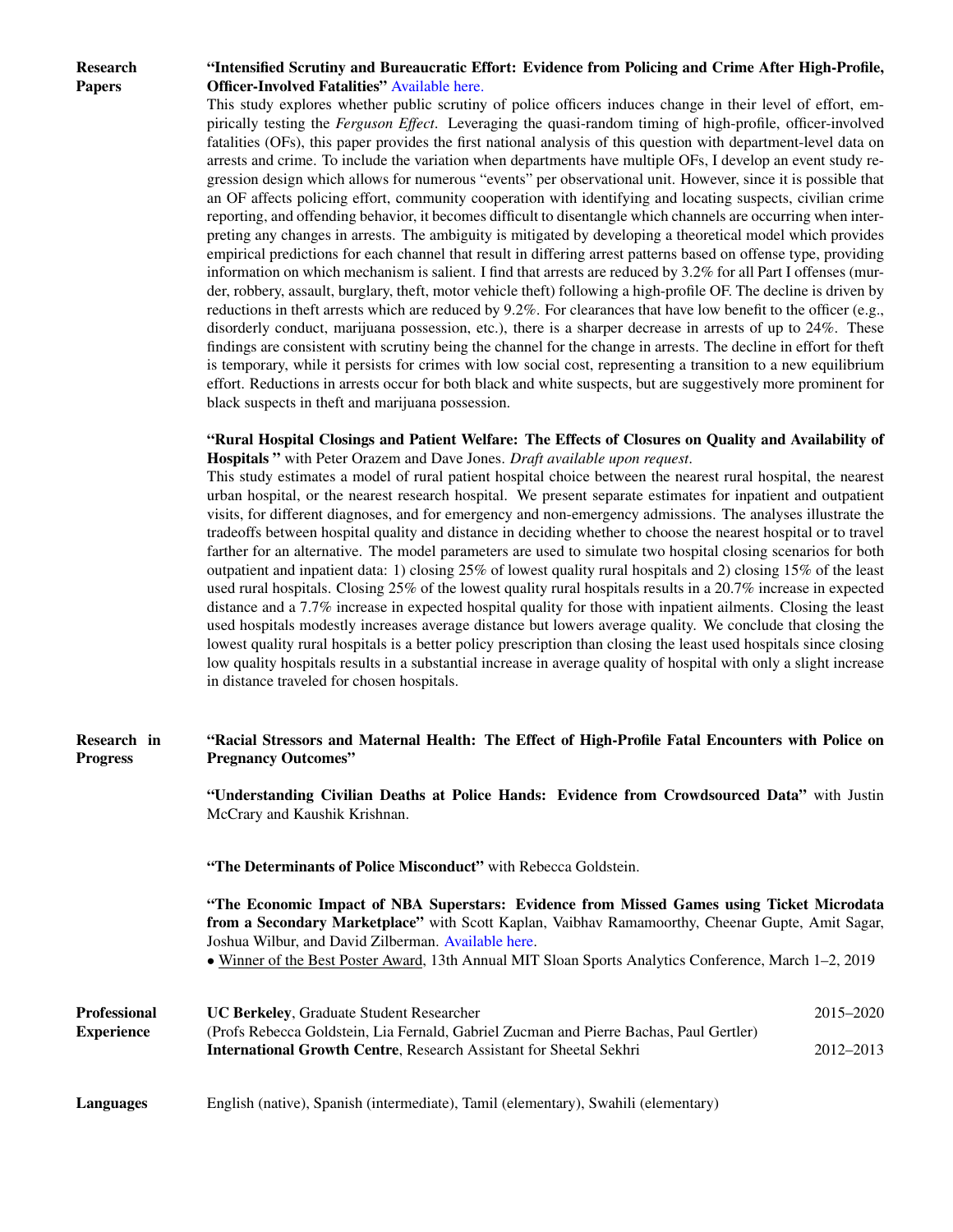## Research Papers

**"Intensified Scrutiny and Bureaucratic Effort: Evidence from Policing and Crime After High-Profile, Officer-Involved Fatalities"** Available here.

This study explores whether public scrutiny of police officers induces change in their level of effort, empirically testing the *Ferguson Effect*. Leveraging the quasi-random timing of high-profile, officer-involved fatalities (OFs), this paper provides the first national analysis of this question with department-level data on arrests and crime. To include the variation when departments have multiple OFs, I develop an event study regression design which allows for numerous "events" per observational unit. However, since it is possible that an OF affects policing effort, community cooperation with identifying and locating suspects, civilian crime reporting, and offending behavior, it becomes difficult to disentangle which channels are occurring when interpreting any changes in arrests. The ambiguity is mitigated by developing a theoretical model which provides empirical predictions for each channel that result in differing arrest patterns based on offense type, providing information on which mechanism is salient. I find that arrests are reduced by 3.2% for all Part I offenses (murder, robbery, assault, burglary, theft, motor vehicle theft) following a high-profile OF. The decline is driven by reductions in theft arrests which are reduced by 9.2%. For clearances that have low benefit to the officer (e.g., disorderly conduct, marijuana possession, etc.), there is a sharper decrease in arrests of up to 24%. These findings are consistent with scrutiny being the channel for the change in arrests. The decline in effort for theft is temporary, while it persists for crimes with low social cost, representing a transition to a new equilibrium effort. Reductions in arrests occur for both black and white suspects, but are suggestively more prominent for black suspects in theft and marijuana possession.

**"Rural Hospital Closings and Patient Welfare: The Effects of Closures on Quality and Availability of Hospitals"** with Peter Orazem and Dave Jones. *Draft available upon request*.

This study estimates a model of rural patient hospital choice between the nearest rural hospital, the nearest urban hospital, or the nearest research hospital. We present separate estimates for inpatient and outpatient visits, for different diagnoses, and for emergency and non-emergency admissions. The analyses illustrate the tradeoffs between hospital quality and distance in deciding whether to choose the nearest hospital or to travel farther for an alternative. The model parameters are used to simulate two hospital closing scenarios for both outpatient and inpatient data: 1) closing 25% of lowest quality rural hospitals and 2) closing 15% of the least used rural hospitals. Closing 25% of the lowest quality rural hospitals results in a 20.7% increase in expected distance and a 7.7% increase in expected hospital quality for those with inpatient ailments. Closing the least used hospitals modestly increases average distance but lowers average quality. We conclude that closing the lowest quality rural hospitals is a better policy prescription than closing the least used hospitals since closing low quality hospitals results in a substantial increase in average quality of hospital with only a slight increase in distance traveled for chosen hospitals.

## Research in Progress

**"Racial Stressors and Maternal Health: The Effect of High-Profile Fatal Encounters with Police on Pregnancy Outcomes"**

**"Understanding Civilian Deaths at Police Hands: Evidence from Crowdsourced Data"** with Justin McCrary and Kaushik Krishnan.

**"The Determinants of Police Misconduct"** with Rebecca Goldstein.

**"The Economic Impact of NBA Superstars: Evidence from Missed Games using Ticket Microdata from a Secondary Marketplace"** with Scott Kaplan, Vaibhav Ramamoorthy, Cheenar Gupte, Amit Sagar, Joshua Wilbur, and David Zilberman. Available here.

- Winner of the Best Poster Award, 13th Annual MIT Sloan Sports Analytics Conference, March 1–2, 2019

## Professional Experience

**UC Berkeley**, Graduate Student Researcher — 2015–2020
(Profs Rebecca Goldstein, Lia Fernald, Gabriel Zucman and Pierre Bachas, Paul Gertler)

**International Growth Centre**, Research Assistant for Sheetal Sekhri — 2012–2013

## Languages

English (native), Spanish (intermediate), Tamil (elementary), Swahili (elementary)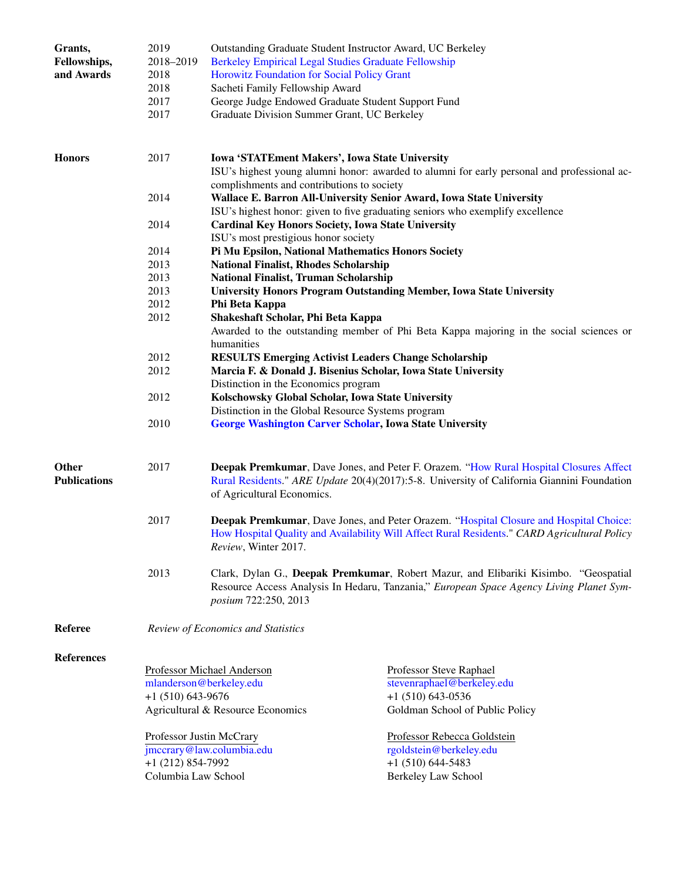## Grants, Fellowships, and Awards

- 2019 — Outstanding Graduate Student Instructor Award, UC Berkeley
- 2018–2019 — Berkeley Empirical Legal Studies Graduate Fellowship
- 2018 — Horowitz Foundation for Social Policy Grant
- 2018 — Sacheti Family Fellowship Award
- 2017 — George Judge Endowed Graduate Student Support Fund
- 2017 — Graduate Division Summer Grant, UC Berkeley

## Honors

- 2017 — **Iowa 'STATEment Makers', Iowa State University**
  ISU's highest young alumni honor: awarded to alumni for early personal and professional accomplishments and contributions to society
- 2014 — **Wallace E. Barron All-University Senior Award, Iowa State University**
  ISU's highest honor: given to five graduating seniors who exemplify excellence
- 2014 — **Cardinal Key Honors Society, Iowa State University**
  ISU's most prestigious honor society
- 2014 — **Pi Mu Epsilon, National Mathematics Honors Society**
- 2013 — **National Finalist, Rhodes Scholarship**
- 2013 — **National Finalist, Truman Scholarship**
- 2013 — **University Honors Program Outstanding Member, Iowa State University**
- 2012 — **Phi Beta Kappa**
- 2012 — **Shakeshaft Scholar, Phi Beta Kappa**
  Awarded to the outstanding member of Phi Beta Kappa majoring in the social sciences or humanities
- 2012 — **RESULTS Emerging Activist Leaders Change Scholarship**
- 2012 — **Marcia F. & Donald J. Bisenius Scholar, Iowa State University**
  Distinction in the Economics program
- 2012 — **Kolschowsky Global Scholar, Iowa State University**
  Distinction in the Global Resource Systems program
- 2010 — **George Washington Carver Scholar, Iowa State University**

## Other Publications

- 2017 — **Deepak Premkumar**, Dave Jones, and Peter F. Orazem. "How Rural Hospital Closures Affect Rural Residents." *ARE Update* 20(4)(2017):5-8. University of California Giannini Foundation of Agricultural Economics.

- 2017 — **Deepak Premkumar**, Dave Jones, and Peter Orazem. "Hospital Closure and Hospital Choice: How Hospital Quality and Availability Will Affect Rural Residents." *CARD Agricultural Policy Review*, Winter 2017.

- 2013 — Clark, Dylan G., **Deepak Premkumar**, Robert Mazur, and Elibariki Kisimbo. "Geospatial Resource Access Analysis In Hedaru, Tanzania," *European Space Agency Living Planet Symposium* 722:250, 2013

## Referee

*Review of Economics and Statistics*

## References

Professor Michael Anderson
mlanderson@berkeley.edu
+1 (510) 643-9676
Agricultural & Resource Economics

Professor Steve Raphael
stevenraphael@berkeley.edu
+1 (510) 643-0536
Goldman School of Public Policy

Professor Justin McCrary
jmccrary@law.columbia.edu
+1 (212) 854-7992
Columbia Law School

Professor Rebecca Goldstein
rgoldstein@berkeley.edu
+1 (510) 644-5483
Berkeley Law School